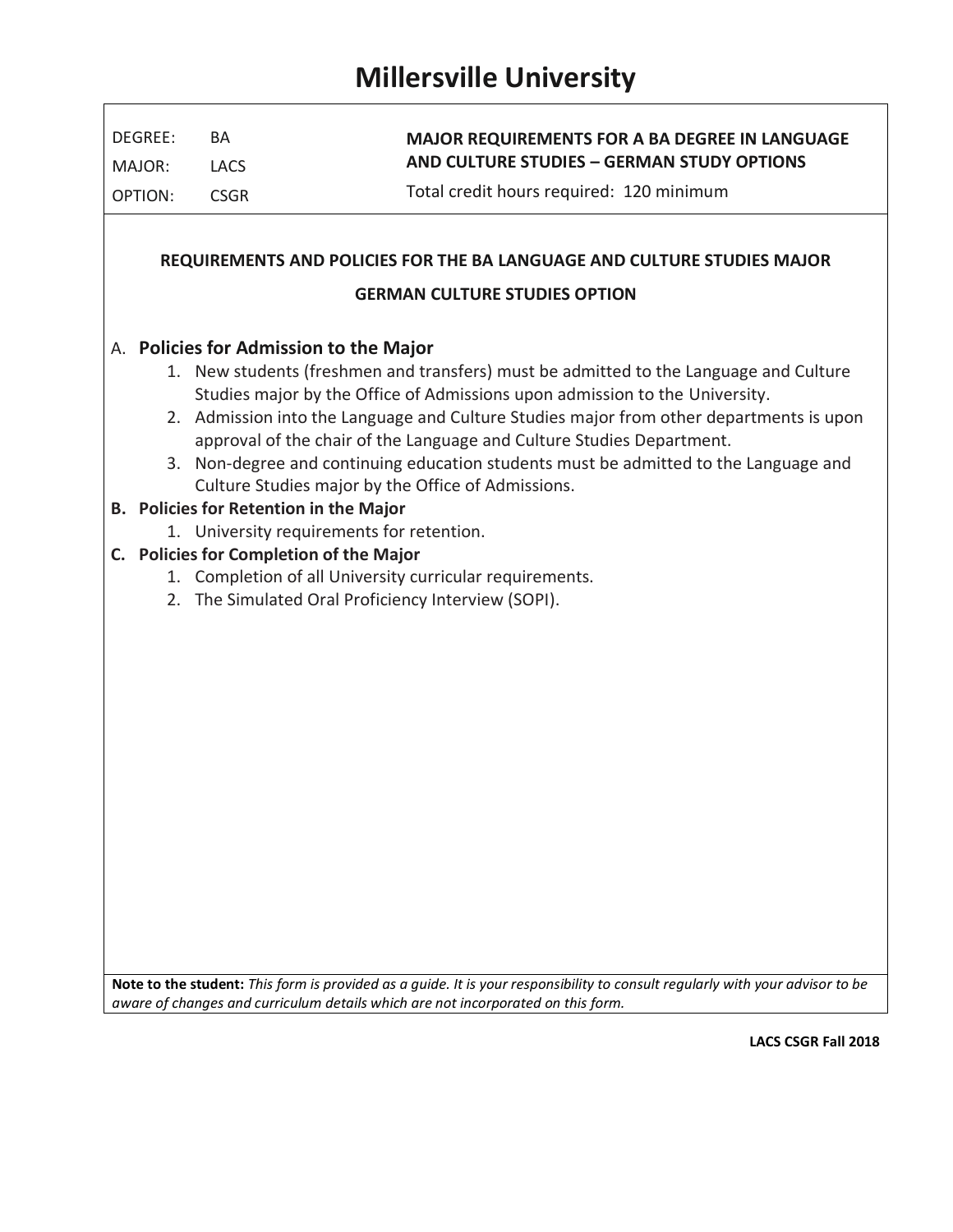# Millersville University

| | | |
|---|---|---|
| DEGREE: | BA | **MAJOR REQUIREMENTS FOR A BA DEGREE IN LANGUAGE AND CULTURE STUDIES – GERMAN STUDY OPTIONS** |
| MAJOR: | LACS | Total credit hours required: 120 minimum |
| OPTION: | CSGR | |

## REQUIREMENTS AND POLICIES FOR THE BA LANGUAGE AND CULTURE STUDIES MAJOR

## GERMAN CULTURE STUDIES OPTION

### A. Policies for Admission to the Major

1. New students (freshmen and transfers) must be admitted to the Language and Culture Studies major by the Office of Admissions upon admission to the University.
2. Admission into the Language and Culture Studies major from other departments is upon approval of the chair of the Language and Culture Studies Department.
3. Non-degree and continuing education students must be admitted to the Language and Culture Studies major by the Office of Admissions.

### B. Policies for Retention in the Major

1. University requirements for retention.

### C. Policies for Completion of the Major

1. Completion of all University curricular requirements.
2. The Simulated Oral Proficiency Interview (SOPI).

**Note to the student:** *This form is provided as a guide. It is your responsibility to consult regularly with your advisor to be aware of changes and curriculum details which are not incorporated on this form.*

**LACS CSGR Fall 2018**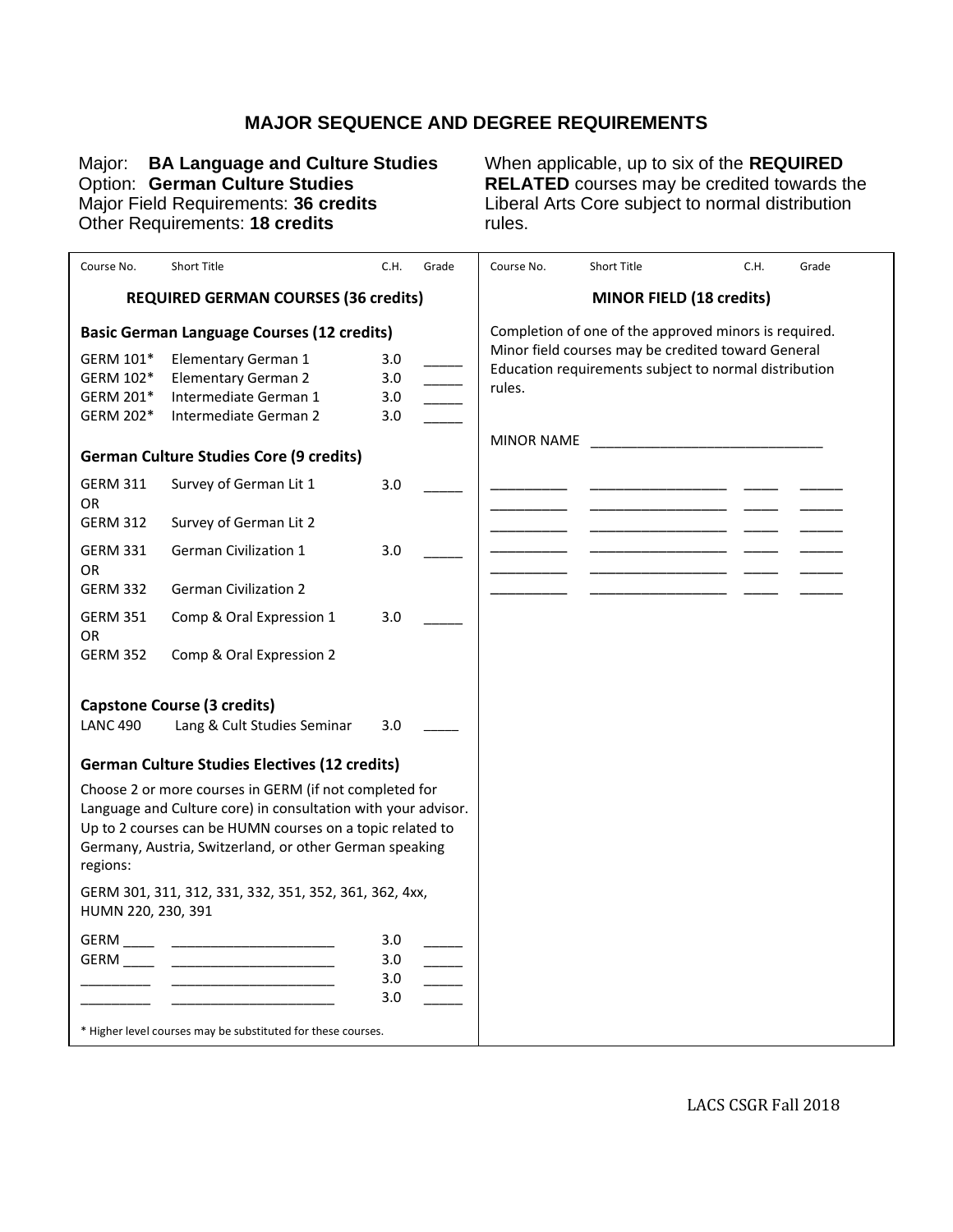# MAJOR SEQUENCE AND DEGREE REQUIREMENTS

Major: **BA Language and Culture Studies**
Option: **German Culture Studies**
Major Field Requirements: **36 credits**
Other Requirements: **18 credits**

When applicable, up to six of the **REQUIRED RELATED** courses may be credited towards the Liberal Arts Core subject to normal distribution rules.

## REQUIRED GERMAN COURSES (36 credits)

### Basic German Language Courses (12 credits)

| Course No. | Short Title | C.H. | Grade |
|---|---|---|---|
| GERM 101* | Elementary German 1 | 3.0 | _____ |
| GERM 102* | Elementary German 2 | 3.0 | _____ |
| GERM 201* | Intermediate German 1 | 3.0 | _____ |
| GERM 202* | Intermediate German 2 | 3.0 | _____ |

### German Culture Studies Core (9 credits)

| Course No. | Short Title | C.H. | Grade |
|---|---|---|---|
| GERM 311 OR GERM 312 | Survey of German Lit 1 / Survey of German Lit 2 | 3.0 | _____ |
| GERM 331 OR GERM 332 | German Civilization 1 / German Civilization 2 | 3.0 | _____ |
| GERM 351 OR GERM 352 | Comp & Oral Expression 1 / Comp & Oral Expression 2 | 3.0 | _____ |

### Capstone Course (3 credits)

| Course No. | Short Title | C.H. | Grade |
|---|---|---|---|
| LANC 490 | Lang & Cult Studies Seminar | 3.0 | _____ |

### German Culture Studies Electives (12 credits)

Choose 2 or more courses in GERM (if not completed for Language and Culture core) in consultation with your advisor. Up to 2 courses can be HUMN courses on a topic related to Germany, Austria, Switzerland, or other German speaking regions:

GERM 301, 311, 312, 331, 332, 351, 352, 361, 362, 4xx, HUMN 220, 230, 391

| Course No. | Short Title | C.H. | Grade |
|---|---|---|---|
| GERM ____ | _____________________ | 3.0 | _____ |
| GERM ____ | _____________________ | 3.0 | _____ |
| _________ | _____________________ | 3.0 | _____ |
| _________ | _____________________ | 3.0 | _____ |

\* Higher level courses may be substituted for these courses.

## MINOR FIELD (18 credits)

Completion of one of the approved minors is required. Minor field courses may be credited toward General Education requirements subject to normal distribution rules.

MINOR NAME _____________________________

| Course No. | Short Title | C.H. | Grade |
|---|---|---|---|
| _________ | _________________ | ____ | _____ |
| _________ | _________________ | ____ | _____ |
| _________ | _________________ | ____ | _____ |
| _________ | _________________ | ____ | _____ |
| _________ | _________________ | ____ | _____ |
| _________ | _________________ | ____ | _____ |

LACS CSGR Fall 2018